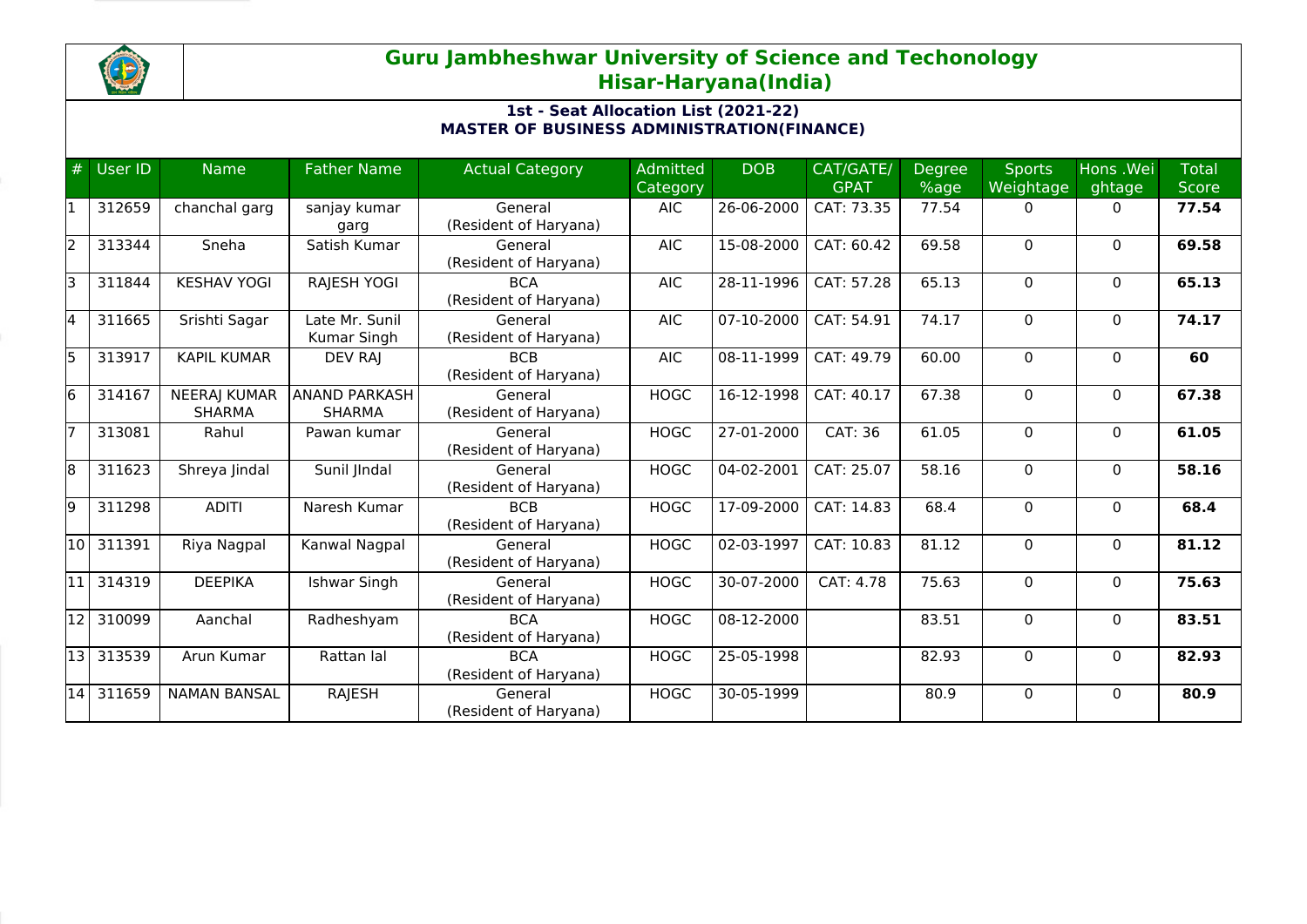# Guru Jambheshwar University of Science and Techonology
## Hisar-Haryana(India)

### 1st - Seat Allocation List (2021-22)
### MASTER OF BUSINESS ADMINISTRATION(FINANCE)

| # | User ID | Name | Father Name | Actual Category | Admitted Category | DOB | CAT/GATE/GPAT | Degree %age | Sports Weightage | Hons .Weightage | Total Score |
|---|---|---|---|---|---|---|---|---|---|---|---|
| 1 | 312659 | chanchal garg | sanjay kumar garg | General (Resident of Haryana) | AIC | 26-06-2000 | CAT: 73.35 | 77.54 | 0 | 0 | **77.54** |
| 2 | 313344 | Sneha | Satish Kumar | General (Resident of Haryana) | AIC | 15-08-2000 | CAT: 60.42 | 69.58 | 0 | 0 | **69.58** |
| 3 | 311844 | KESHAV YOGI | RAJESH YOGI | BCA (Resident of Haryana) | AIC | 28-11-1996 | CAT: 57.28 | 65.13 | 0 | 0 | **65.13** |
| 4 | 311665 | Srishti Sagar | Late Mr. Sunil Kumar Singh | General (Resident of Haryana) | AIC | 07-10-2000 | CAT: 54.91 | 74.17 | 0 | 0 | **74.17** |
| 5 | 313917 | KAPIL KUMAR | DEV RAJ | BCB (Resident of Haryana) | AIC | 08-11-1999 | CAT: 49.79 | 60.00 | 0 | 0 | **60** |
| 6 | 314167 | NEERAJ KUMAR SHARMA | ANAND PARKASH SHARMA | General (Resident of Haryana) | HOGC | 16-12-1998 | CAT: 40.17 | 67.38 | 0 | 0 | **67.38** |
| 7 | 313081 | Rahul | Pawan kumar | General (Resident of Haryana) | HOGC | 27-01-2000 | CAT: 36 | 61.05 | 0 | 0 | **61.05** |
| 8 | 311623 | Shreya Jindal | Sunil JIndal | General (Resident of Haryana) | HOGC | 04-02-2001 | CAT: 25.07 | 58.16 | 0 | 0 | **58.16** |
| 9 | 311298 | ADITI | Naresh Kumar | BCB (Resident of Haryana) | HOGC | 17-09-2000 | CAT: 14.83 | 68.4 | 0 | 0 | **68.4** |
| 10 | 311391 | Riya Nagpal | Kanwal Nagpal | General (Resident of Haryana) | HOGC | 02-03-1997 | CAT: 10.83 | 81.12 | 0 | 0 | **81.12** |
| 11 | 314319 | DEEPIKA | Ishwar Singh | General (Resident of Haryana) | HOGC | 30-07-2000 | CAT: 4.78 | 75.63 | 0 | 0 | **75.63** |
| 12 | 310099 | Aanchal | Radheshyam | BCA (Resident of Haryana) | HOGC | 08-12-2000 | | 83.51 | 0 | 0 | **83.51** |
| 13 | 313539 | Arun Kumar | Rattan lal | BCA (Resident of Haryana) | HOGC | 25-05-1998 | | 82.93 | 0 | 0 | **82.93** |
| 14 | 311659 | NAMAN BANSAL | RAJESH | General (Resident of Haryana) | HOGC | 30-05-1999 | | 80.9 | 0 | 0 | **80.9** |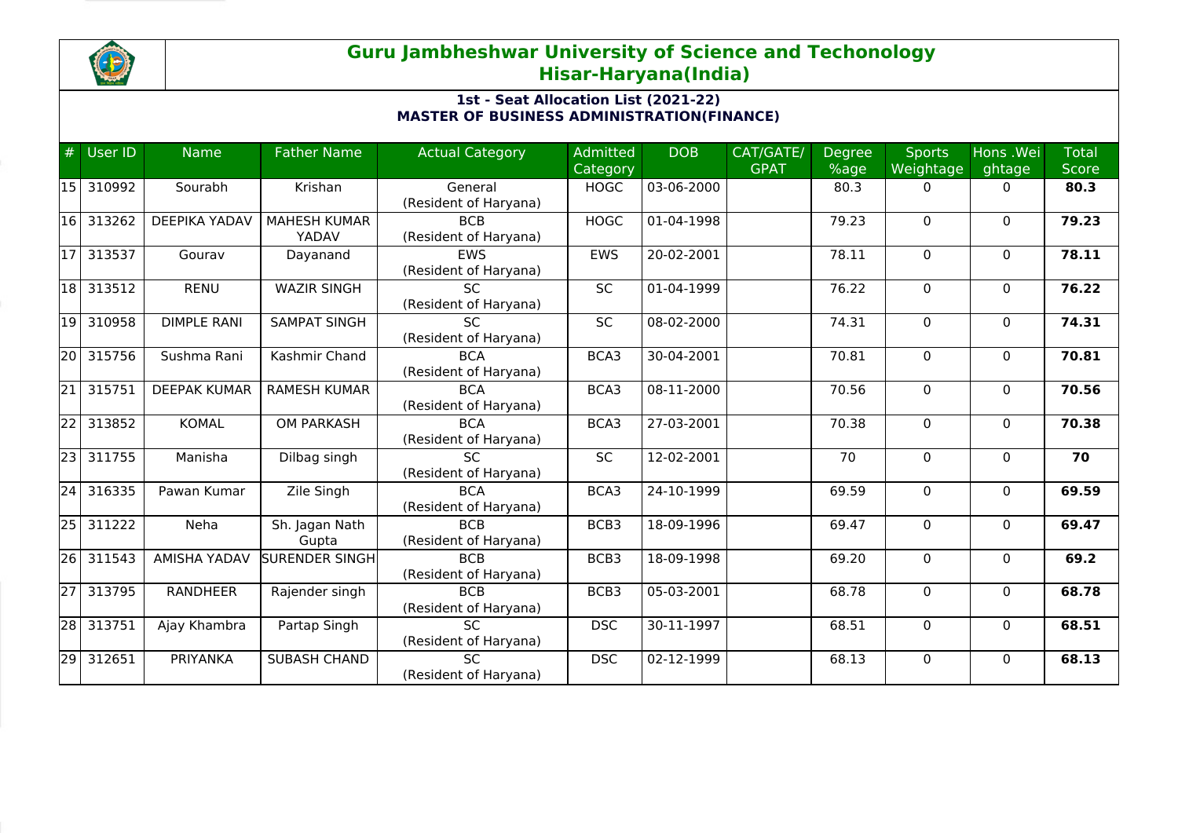# Guru Jambheshwar University of Science and Techonology
## Hisar-Haryana(India)

### 1st - Seat Allocation List (2021-22)
### MASTER OF BUSINESS ADMINISTRATION(FINANCE)

| # | User ID | Name | Father Name | Actual Category | Admitted Category | DOB | CAT/GATE/GPAT | Degree %age | Sports Weightage | Hons .Weightage | Total Score |
|---|---|---|---|---|---|---|---|---|---|---|---|
| 15 | 310992 | Sourabh | Krishan | General (Resident of Haryana) | HOGC | 03-06-2000 | | 80.3 | 0 | 0 | **80.3** |
| 16 | 313262 | DEEPIKA YADAV | MAHESH KUMAR YADAV | BCB (Resident of Haryana) | HOGC | 01-04-1998 | | 79.23 | 0 | 0 | **79.23** |
| 17 | 313537 | Gourav | Dayanand | EWS (Resident of Haryana) | EWS | 20-02-2001 | | 78.11 | 0 | 0 | **78.11** |
| 18 | 313512 | RENU | WAZIR SINGH | SC (Resident of Haryana) | SC | 01-04-1999 | | 76.22 | 0 | 0 | **76.22** |
| 19 | 310958 | DIMPLE RANI | SAMPAT SINGH | SC (Resident of Haryana) | SC | 08-02-2000 | | 74.31 | 0 | 0 | **74.31** |
| 20 | 315756 | Sushma Rani | Kashmir Chand | BCA (Resident of Haryana) | BCA3 | 30-04-2001 | | 70.81 | 0 | 0 | **70.81** |
| 21 | 315751 | DEEPAK KUMAR | RAMESH KUMAR | BCA (Resident of Haryana) | BCA3 | 08-11-2000 | | 70.56 | 0 | 0 | **70.56** |
| 22 | 313852 | KOMAL | OM PARKASH | BCA (Resident of Haryana) | BCA3 | 27-03-2001 | | 70.38 | 0 | 0 | **70.38** |
| 23 | 311755 | Manisha | Dilbag singh | SC (Resident of Haryana) | SC | 12-02-2001 | | 70 | 0 | 0 | **70** |
| 24 | 316335 | Pawan Kumar | Zile Singh | BCA (Resident of Haryana) | BCA3 | 24-10-1999 | | 69.59 | 0 | 0 | **69.59** |
| 25 | 311222 | Neha | Sh. Jagan Nath Gupta | BCB (Resident of Haryana) | BCB3 | 18-09-1996 | | 69.47 | 0 | 0 | **69.47** |
| 26 | 311543 | AMISHA YADAV | SURENDER SINGH | BCB (Resident of Haryana) | BCB3 | 18-09-1998 | | 69.20 | 0 | 0 | **69.2** |
| 27 | 313795 | RANDHEER | Rajender singh | BCB (Resident of Haryana) | BCB3 | 05-03-2001 | | 68.78 | 0 | 0 | **68.78** |
| 28 | 313751 | Ajay Khambra | Partap Singh | SC (Resident of Haryana) | DSC | 30-11-1997 | | 68.51 | 0 | 0 | **68.51** |
| 29 | 312651 | PRIYANKA | SUBASH CHAND | SC (Resident of Haryana) | DSC | 02-12-1999 | | 68.13 | 0 | 0 | **68.13** |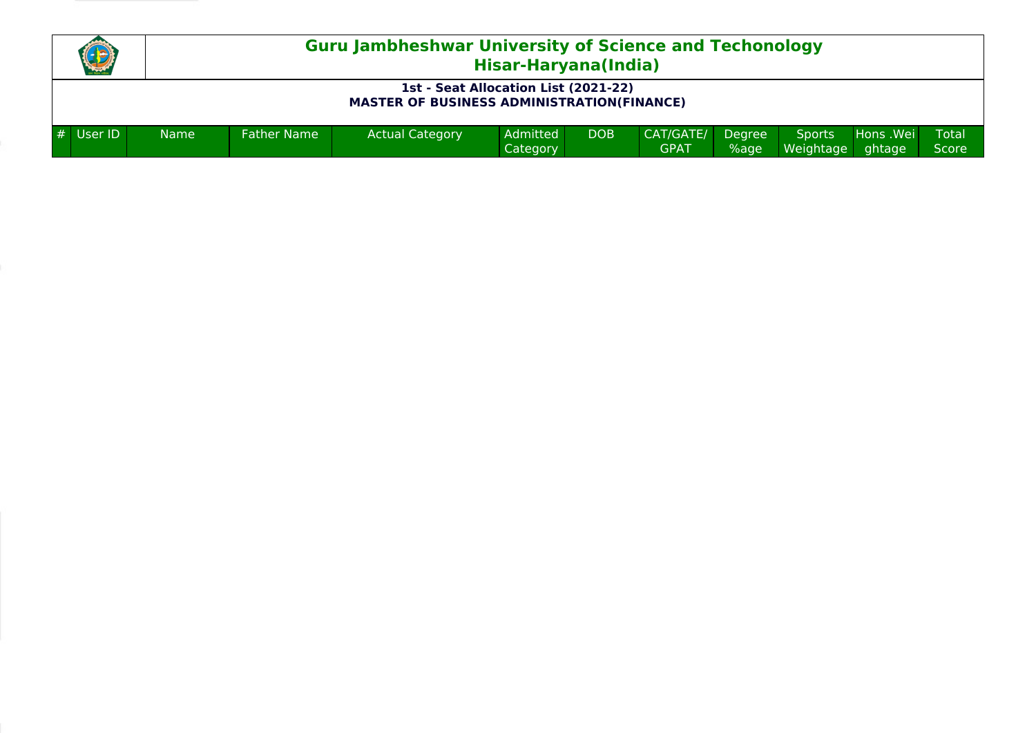# Guru Jambheshwar University of Science and Techonology
## Hisar-Haryana(India)

**1st - Seat Allocation List (2021-22)**
**MASTER OF BUSINESS ADMINISTRATION(FINANCE)**

| # | User ID | Name | Father Name | Actual Category | Admitted Category | DOB | CAT/GATE/ GPAT | Degree %age | Sports Weightage | Hons .Weightage | Total Score |
|---|---|---|---|---|---|---|---|---|---|---|---|